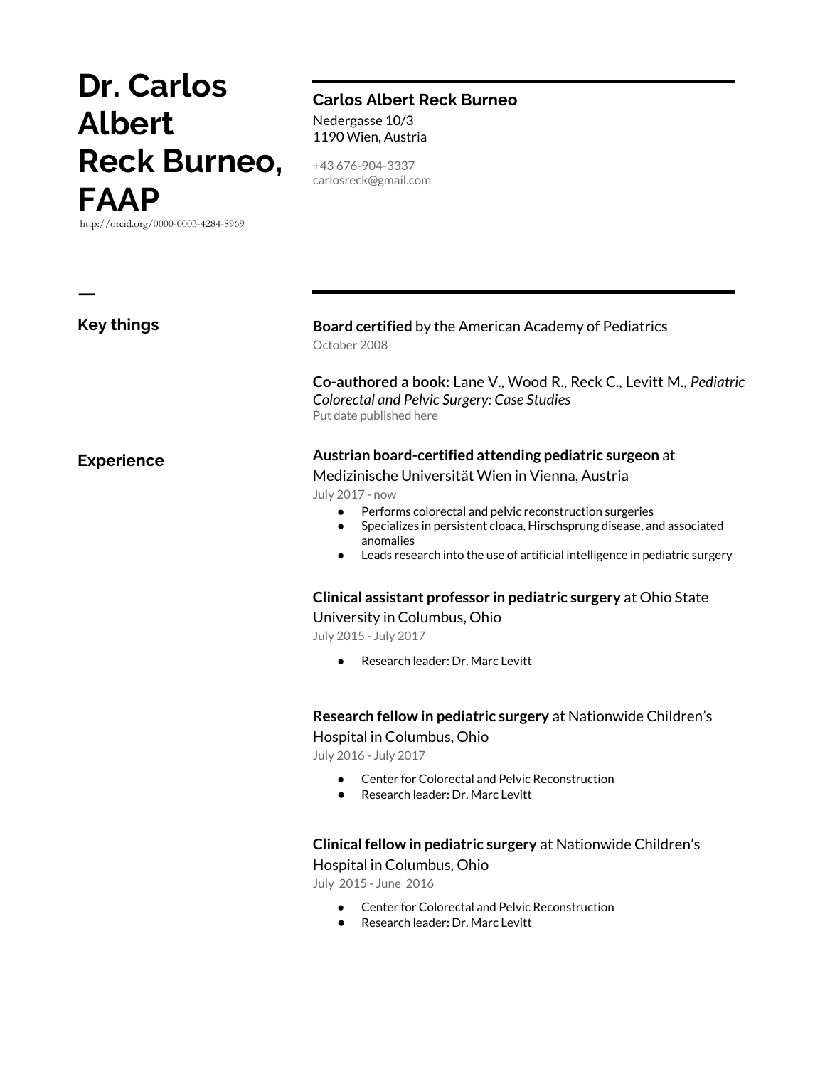# Dr. Carlos Albert Reck Burneo, FAAP

http://orcid.org/0000-0003-4284-8969

**Carlos Albert Reck Burneo**
Nedergasse 10/3
1190 Wien, Austria

+43 676-904-3337
carlosreck@gmail.com

—

## Key things

**Board certified** by the American Academy of Pediatrics
October 2008

**Co-authored a book:** Lane V., Wood R., Reck C., Levitt M., *Pediatric Colorectal and Pelvic Surgery: Case Studies*
Put date published here

## Experience

**Austrian board-certified attending pediatric surgeon** at Medizinische Universität Wien in Vienna, Austria
July 2017 - now

- Performs colorectal and pelvic reconstruction surgeries
- Specializes in persistent cloaca, Hirschsprung disease, and associated anomalies
- Leads research into the use of artificial intelligence in pediatric surgery

**Clinical assistant professor in pediatric surgery** at Ohio State University in Columbus, Ohio
July 2015 - July 2017

- Research leader: Dr. Marc Levitt

**Research fellow in pediatric surgery** at Nationwide Children's Hospital in Columbus, Ohio
July 2016 - July 2017

- Center for Colorectal and Pelvic Reconstruction
- Research leader: Dr. Marc Levitt

**Clinical fellow in pediatric surgery** at Nationwide Children's Hospital in Columbus, Ohio
July 2015 - June 2016

- Center for Colorectal and Pelvic Reconstruction
- Research leader: Dr. Marc Levitt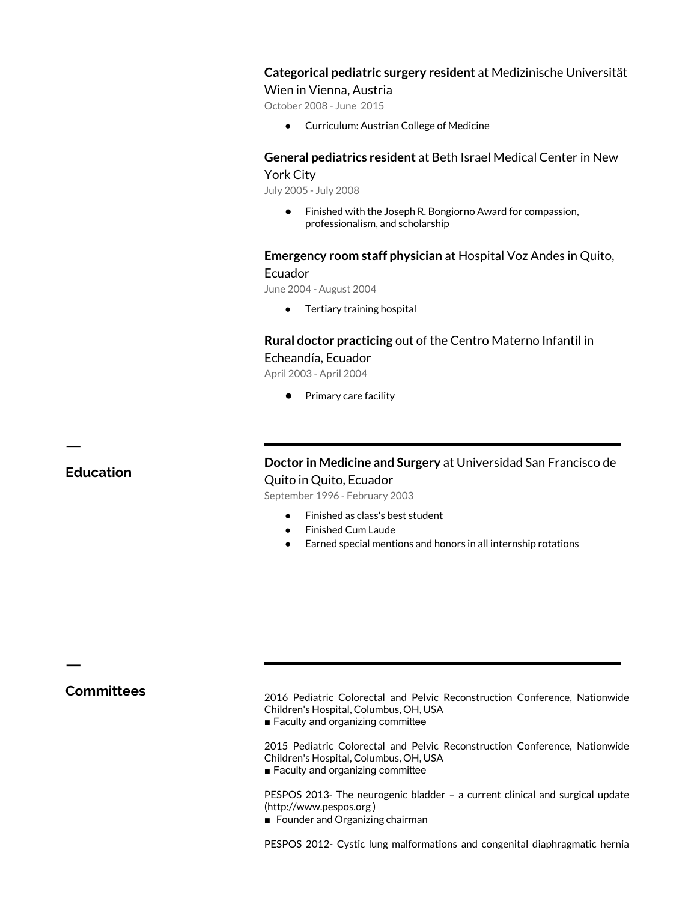**Categorical pediatric surgery resident** at Medizinische Universität Wien in Vienna, Austria

October 2008 - June 2015

- Curriculum: Austrian College of Medicine

**General pediatrics resident** at Beth Israel Medical Center in New York City

July 2005 - July 2008

- Finished with the Joseph R. Bongiorno Award for compassion, professionalism, and scholarship

**Emergency room staff physician** at Hospital Voz Andes in Quito, Ecuador

June 2004 - August 2004

- Tertiary training hospital

**Rural doctor practicing** out of the Centro Materno Infantil in Echeandía, Ecuador

April 2003 - April 2004

- Primary care facility

## Education

**Doctor in Medicine and Surgery** at Universidad San Francisco de Quito in Quito, Ecuador

September 1996 - February 2003

- Finished as class's best student
- Finished Cum Laude
- Earned special mentions and honors in all internship rotations

## Committees

2016 Pediatric Colorectal and Pelvic Reconstruction Conference, Nationwide Children's Hospital, Columbus, OH, USA

■ Faculty and organizing committee

2015 Pediatric Colorectal and Pelvic Reconstruction Conference, Nationwide Children's Hospital, Columbus, OH, USA

■ Faculty and organizing committee

PESPOS 2013- The neurogenic bladder – a current clinical and surgical update (http://www.pespos.org )

■ Founder and Organizing chairman

PESPOS 2012- Cystic lung malformations and congenital diaphragmatic hernia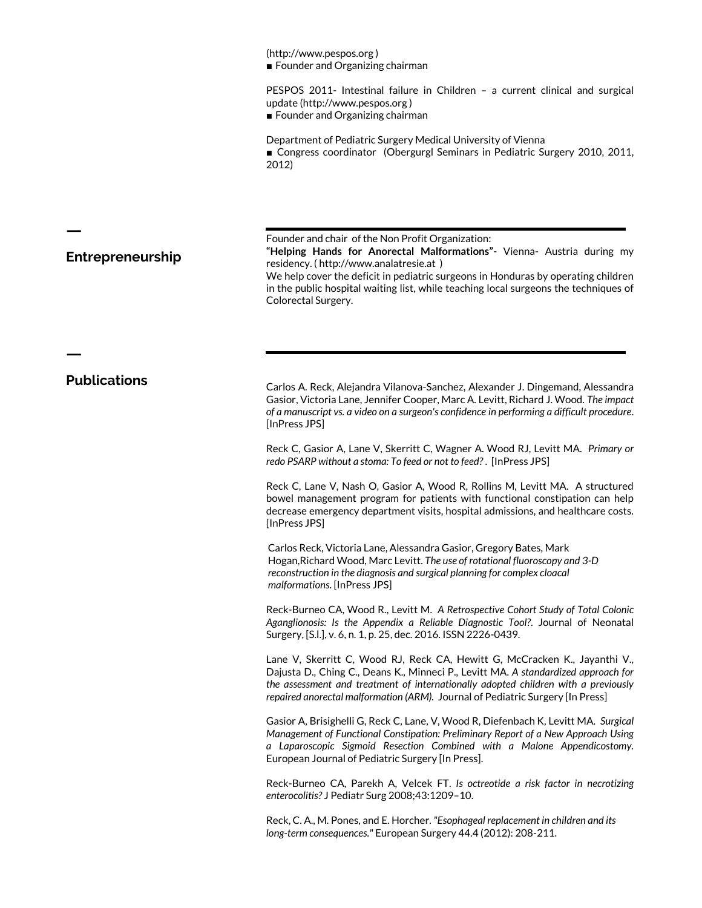(http://www.pespos.org )
■ Founder and Organizing chairman

PESPOS 2011- Intestinal failure in Children – a current clinical and surgical update (http://www.pespos.org )
■ Founder and Organizing chairman

Department of Pediatric Surgery Medical University of Vienna
■ Congress coordinator (Obergurgl Seminars in Pediatric Surgery 2010, 2011, 2012)

## Entrepreneurship

Founder and chair of the Non Profit Organization:
**"Helping Hands for Anorectal Malformations"**- Vienna- Austria during my residency. ( http://www.analatresie.at )
We help cover the deficit in pediatric surgeons in Honduras by operating children in the public hospital waiting list, while teaching local surgeons the techniques of Colorectal Surgery.

## Publications

Carlos A. Reck, Alejandra Vilanova-Sanchez, Alexander J. Dingemand, Alessandra Gasior, Victoria Lane, Jennifer Cooper, Marc A. Levitt, Richard J. Wood. *The impact of a manuscript vs. a video on a surgeon's confidence in performing a difficult procedure*. [InPress JPS]

Reck C, Gasior A, Lane V, Skerritt C, Wagner A. Wood RJ, Levitt MA. *Primary or redo PSARP without a stoma: To feed or not to feed?* . [InPress JPS]

Reck C, Lane V, Nash O, Gasior A, Wood R, Rollins M, Levitt MA. A structured bowel management program for patients with functional constipation can help decrease emergency department visits, hospital admissions, and healthcare costs. [InPress JPS]

Carlos Reck, Victoria Lane, Alessandra Gasior, Gregory Bates, Mark Hogan,Richard Wood, Marc Levitt. *The use of rotational fluoroscopy and 3-D reconstruction in the diagnosis and surgical planning for complex cloacal malformations.* [InPress JPS]

Reck-Burneo CA, Wood R., Levitt M. *A Retrospective Cohort Study of Total Colonic Aganglionosis: Is the Appendix a Reliable Diagnostic Tool?.* Journal of Neonatal Surgery, [S.l.], v. 6, n. 1, p. 25, dec. 2016. ISSN 2226-0439.

Lane V, Skerritt C, Wood RJ, Reck CA, Hewitt G, McCracken K., Jayanthi V., Dajusta D., Ching C., Deans K., Minneci P., Levitt MA. *A standardized approach for the assessment and treatment of internationally adopted children with a previously repaired anorectal malformation (ARM).* Journal of Pediatric Surgery [In Press]

Gasior A, Brisighelli G, Reck C, Lane, V, Wood R, Diefenbach K, Levitt MA. *Surgical Management of Functional Constipation: Preliminary Report of a New Approach Using a Laparoscopic Sigmoid Resection Combined with a Malone Appendicostomy.* European Journal of Pediatric Surgery [In Press].

Reck-Burneo CA, Parekh A, Velcek FT. *Is octreotide a risk factor in necrotizing enterocolitis?* J Pediatr Surg 2008;43:1209–10.

Reck, C. A., M. Pones, and E. Horcher. *"Esophageal replacement in children and its long-term consequences."* European Surgery 44.4 (2012): 208-211.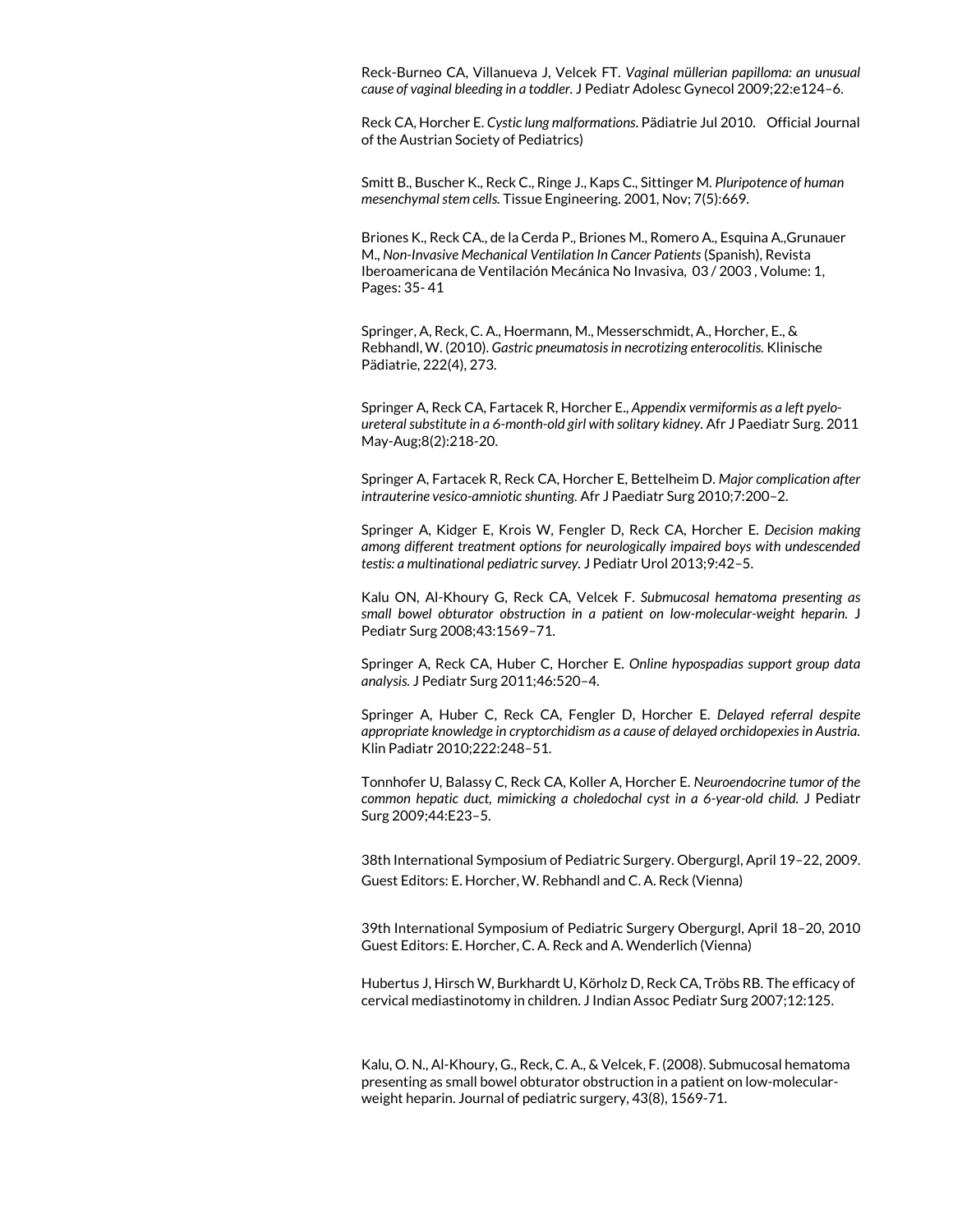Reck-Burneo CA, Villanueva J, Velcek FT. *Vaginal müllerian papilloma: an unusual cause of vaginal bleeding in a toddler.* J Pediatr Adolesc Gynecol 2009;22:e124–6.

Reck CA, Horcher E. *Cystic lung malformations*. Pädiatrie Jul 2010. Official Journal of the Austrian Society of Pediatrics)

Smitt B., Buscher K., Reck C., Ringe J., Kaps C., Sittinger M. *Pluripotence of human mesenchymal stem cells.* Tissue Engineering. 2001, Nov; 7(5):669.

Briones K., Reck CA., de la Cerda P., Briones M., Romero A., Esquina A.,Grunauer M., *Non-Invasive Mechanical Ventilation In Cancer Patients* (Spanish), Revista Iberoamericana de Ventilación Mecánica No Invasiva, 03 / 2003 , Volume: 1, Pages: 35- 41

Springer, A, Reck, C. A., Hoermann, M., Messerschmidt, A., Horcher, E., & Rebhandl, W. (2010). *Gastric pneumatosis in necrotizing enterocolitis.* Klinische Pädiatrie, 222(4), 273.

Springer A, Reck CA, Fartacek R, Horcher E., *Appendix vermiformis as a left pyelo-ureteral substitute in a 6-month-old girl with solitary kidney.* Afr J Paediatr Surg. 2011 May-Aug;8(2):218-20.

Springer A, Fartacek R, Reck CA, Horcher E, Bettelheim D. *Major complication after intrauterine vesico-amniotic shunting.* Afr J Paediatr Surg 2010;7:200–2.

Springer A, Kidger E, Krois W, Fengler D, Reck CA, Horcher E. *Decision making among different treatment options for neurologically impaired boys with undescended testis: a multinational pediatric survey.* J Pediatr Urol 2013;9:42–5.

Kalu ON, Al-Khoury G, Reck CA, Velcek F. *Submucosal hematoma presenting as small bowel obturator obstruction in a patient on low-molecular-weight heparin.* J Pediatr Surg 2008;43:1569–71.

Springer A, Reck CA, Huber C, Horcher E. *Online hypospadias support group data analysis.* J Pediatr Surg 2011;46:520–4.

Springer A, Huber C, Reck CA, Fengler D, Horcher E. *Delayed referral despite appropriate knowledge in cryptorchidism as a cause of delayed orchidopexies in Austria.* Klin Padiatr 2010;222:248–51.

Tonnhofer U, Balassy C, Reck CA, Koller A, Horcher E. *Neuroendocrine tumor of the common hepatic duct, mimicking a choledochal cyst in a 6-year-old child.* J Pediatr Surg 2009;44:E23–5.

38th International Symposium of Pediatric Surgery. Obergurgl, April 19–22, 2009. Guest Editors: E. Horcher, W. Rebhandl and C. A. Reck (Vienna)

39th International Symposium of Pediatric Surgery Obergurgl, April 18–20, 2010 Guest Editors: E. Horcher, C. A. Reck and A. Wenderlich (Vienna)

Hubertus J, Hirsch W, Burkhardt U, Körholz D, Reck CA, Tröbs RB. The efficacy of cervical mediastinotomy in children. J Indian Assoc Pediatr Surg 2007;12:125.

Kalu, O. N., Al-Khoury, G., Reck, C. A., & Velcek, F. (2008). Submucosal hematoma presenting as small bowel obturator obstruction in a patient on low-molecular-weight heparin. Journal of pediatric surgery, 43(8), 1569-71.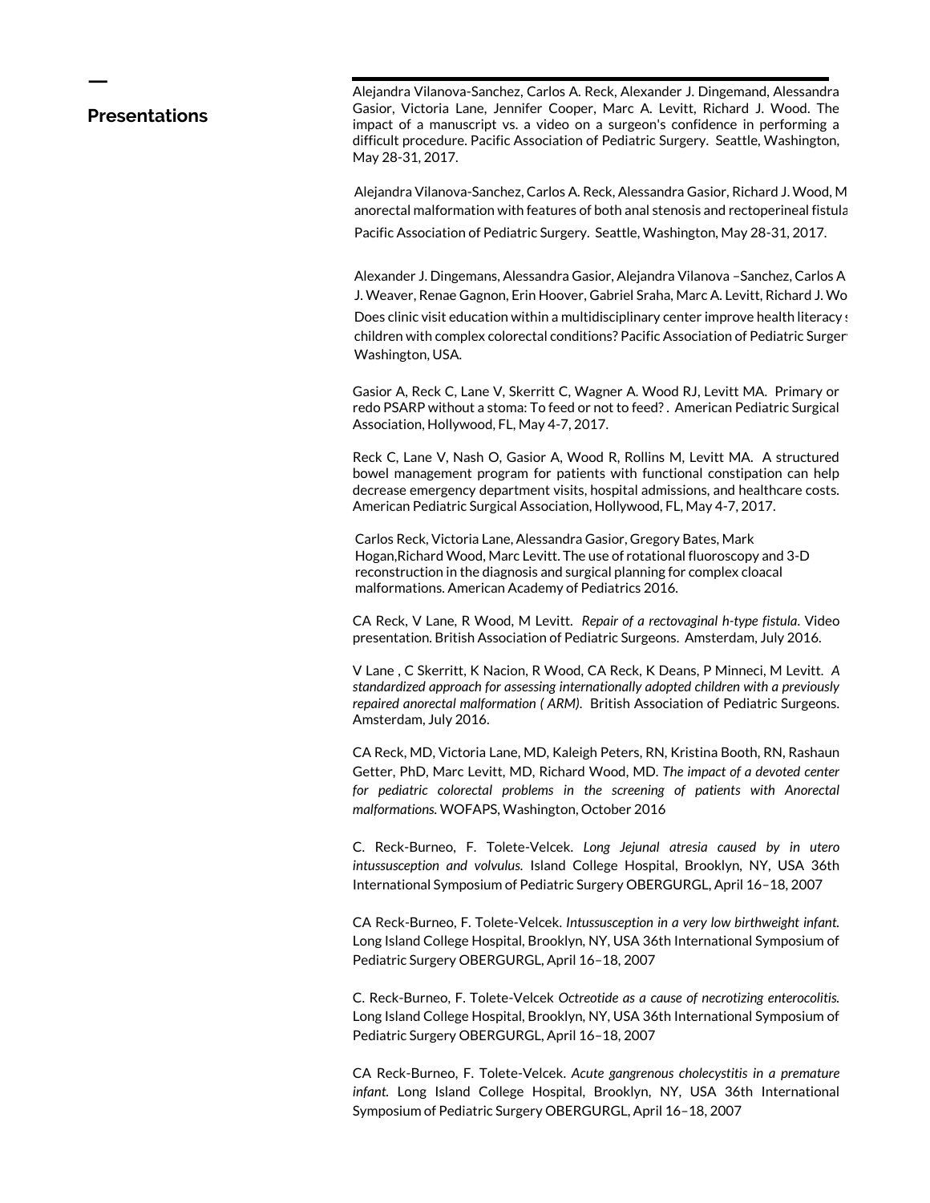## Presentations

Alejandra Vilanova-Sanchez, Carlos A. Reck, Alexander J. Dingemand, Alessandra Gasior, Victoria Lane, Jennifer Cooper, Marc A. Levitt, Richard J. Wood. The impact of a manuscript vs. a video on a surgeon's confidence in performing a difficult procedure. Pacific Association of Pediatric Surgery. Seattle, Washington, May 28-31, 2017.

Alejandra Vilanova-Sanchez, Carlos A. Reck, Alessandra Gasior, Richard J. Wood, M anorectal malformation with features of both anal stenosis and rectoperineal fistula Pacific Association of Pediatric Surgery. Seattle, Washington, May 28-31, 2017.

Alexander J. Dingemans, Alessandra Gasior, Alejandra Vilanova –Sanchez, Carlos A J. Weaver, Renae Gagnon, Erin Hoover, Gabriel Sraha, Marc A. Levitt, Richard J. Wo Does clinic visit education within a multidisciplinary center improve health literacy s children with complex colorectal conditions? Pacific Association of Pediatric Surger Washington, USA.

Gasior A, Reck C, Lane V, Skerritt C, Wagner A. Wood RJ, Levitt MA. Primary or redo PSARP without a stoma: To feed or not to feed? . American Pediatric Surgical Association, Hollywood, FL, May 4-7, 2017.

Reck C, Lane V, Nash O, Gasior A, Wood R, Rollins M, Levitt MA. A structured bowel management program for patients with functional constipation can help decrease emergency department visits, hospital admissions, and healthcare costs. American Pediatric Surgical Association, Hollywood, FL, May 4-7, 2017.

Carlos Reck, Victoria Lane, Alessandra Gasior, Gregory Bates, Mark Hogan,Richard Wood, Marc Levitt. The use of rotational fluoroscopy and 3-D reconstruction in the diagnosis and surgical planning for complex cloacal malformations. American Academy of Pediatrics 2016.

CA Reck, V Lane, R Wood, M Levitt. *Repair of a rectovaginal h-type fistula*. Video presentation. British Association of Pediatric Surgeons. Amsterdam, July 2016.

V Lane , C Skerritt, K Nacion, R Wood, CA Reck, K Deans, P Minneci, M Levitt. *A standardized approach for assessing internationally adopted children with a previously repaired anorectal malformation ( ARM).* British Association of Pediatric Surgeons. Amsterdam, July 2016.

CA Reck, MD, Victoria Lane, MD, Kaleigh Peters, RN, Kristina Booth, RN, Rashaun Getter, PhD, Marc Levitt, MD, Richard Wood, MD. *The impact of a devoted center for pediatric colorectal problems in the screening of patients with Anorectal malformations.* WOFAPS, Washington, October 2016

C. Reck-Burneo, F. Tolete-Velcek. *Long Jejunal atresia caused by in utero intussusception and volvulus.* Island College Hospital, Brooklyn, NY, USA 36th International Symposium of Pediatric Surgery OBERGURGL, April 16–18, 2007

CA Reck-Burneo, F. Tolete-Velcek. *Intussusception in a very low birthweight infant.* Long Island College Hospital, Brooklyn, NY, USA 36th International Symposium of Pediatric Surgery OBERGURGL, April 16–18, 2007

C. Reck-Burneo, F. Tolete-Velcek *Octreotide as a cause of necrotizing enterocolitis.* Long Island College Hospital, Brooklyn, NY, USA 36th International Symposium of Pediatric Surgery OBERGURGL, April 16–18, 2007

CA Reck-Burneo, F. Tolete-Velcek. *Acute gangrenous cholecystitis in a premature infant.* Long Island College Hospital, Brooklyn, NY, USA 36th International Symposium of Pediatric Surgery OBERGURGL, April 16–18, 2007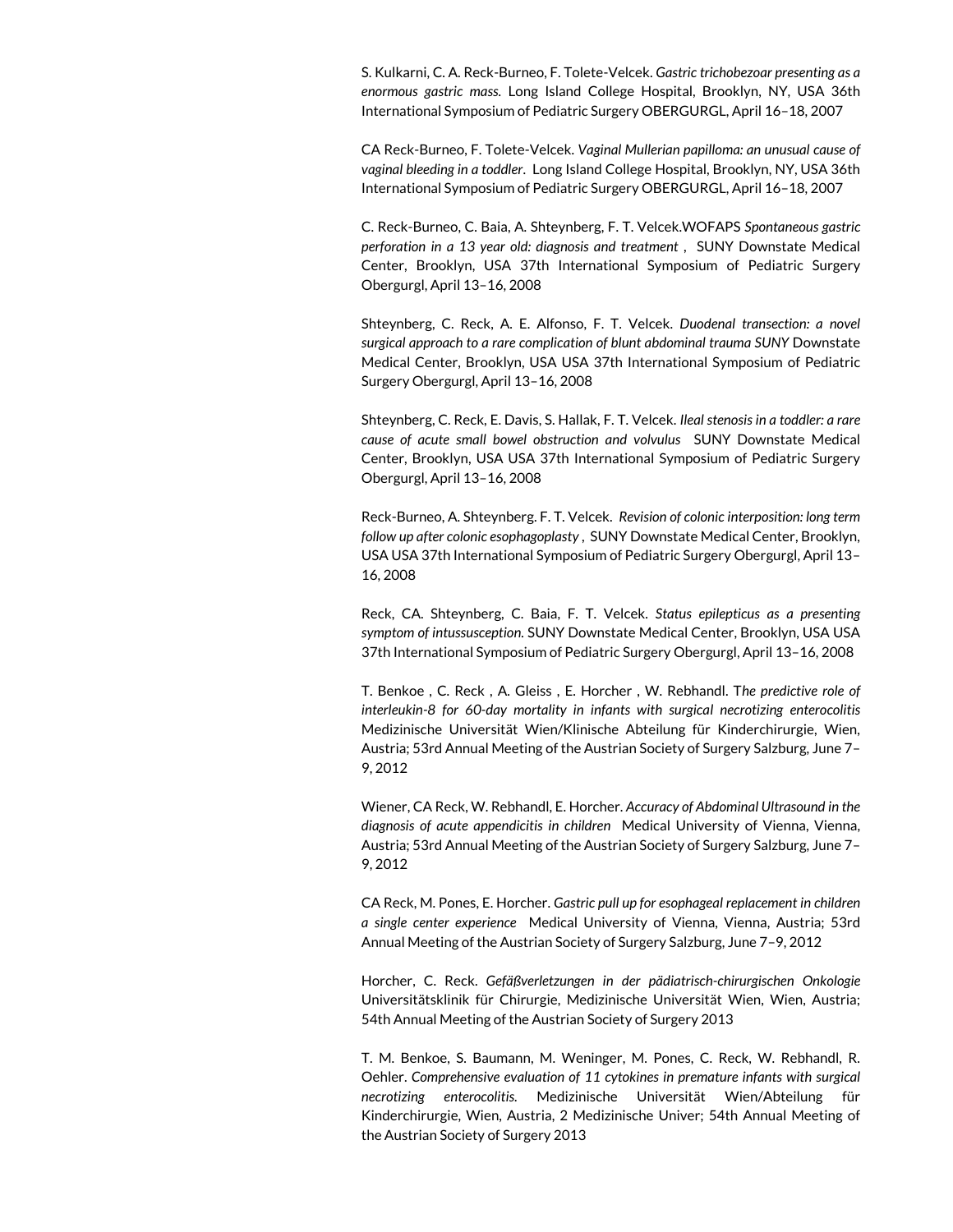S. Kulkarni, C. A. Reck-Burneo, F. Tolete-Velcek. *Gastric trichobezoar presenting as a enormous gastric mass.* Long Island College Hospital, Brooklyn, NY, USA 36th International Symposium of Pediatric Surgery OBERGURGL, April 16–18, 2007

CA Reck-Burneo, F. Tolete-Velcek. *Vaginal Mullerian papilloma: an unusual cause of vaginal bleeding in a toddler*. Long Island College Hospital, Brooklyn, NY, USA 36th International Symposium of Pediatric Surgery OBERGURGL, April 16–18, 2007

C. Reck-Burneo, C. Baia, A. Shteynberg, F. T. Velcek.WOFAPS *Spontaneous gastric perforation in a 13 year old: diagnosis and treatment* , SUNY Downstate Medical Center, Brooklyn, USA 37th International Symposium of Pediatric Surgery Obergurgl, April 13–16, 2008

Shteynberg, C. Reck, A. E. Alfonso, F. T. Velcek. *Duodenal transection: a novel surgical approach to a rare complication of blunt abdominal trauma SUNY* Downstate Medical Center, Brooklyn, USA USA 37th International Symposium of Pediatric Surgery Obergurgl, April 13–16, 2008

Shteynberg, C. Reck, E. Davis, S. Hallak, F. T. Velcek. *Ileal stenosis in a toddler: a rare cause of acute small bowel obstruction and volvulus* SUNY Downstate Medical Center, Brooklyn, USA USA 37th International Symposium of Pediatric Surgery Obergurgl, April 13–16, 2008

Reck-Burneo, A. Shteynberg. F. T. Velcek. *Revision of colonic interposition: long term follow up after colonic esophagoplasty* , SUNY Downstate Medical Center, Brooklyn, USA USA 37th International Symposium of Pediatric Surgery Obergurgl, April 13–16, 2008

Reck, CA. Shteynberg, C. Baia, F. T. Velcek. *Status epilepticus as a presenting symptom of intussusception.* SUNY Downstate Medical Center, Brooklyn, USA USA 37th International Symposium of Pediatric Surgery Obergurgl, April 13–16, 2008

T. Benkoe , C. Reck , A. Gleiss , E. Horcher , W. Rebhandl. T*he predictive role of interleukin-8 for 60-day mortality in infants with surgical necrotizing enterocolitis* Medizinische Universität Wien/Klinische Abteilung für Kinderchirurgie, Wien, Austria; 53rd Annual Meeting of the Austrian Society of Surgery Salzburg, June 7–9, 2012

Wiener, CA Reck, W. Rebhandl, E. Horcher. *Accuracy of Abdominal Ultrasound in the diagnosis of acute appendicitis in children* Medical University of Vienna, Vienna, Austria; 53rd Annual Meeting of the Austrian Society of Surgery Salzburg, June 7–9, 2012

CA Reck, M. Pones, E. Horcher. *Gastric pull up for esophageal replacement in children a single center experience* Medical University of Vienna, Vienna, Austria; 53rd Annual Meeting of the Austrian Society of Surgery Salzburg, June 7–9, 2012

Horcher, C. Reck. *Gefäßverletzungen in der pädiatrisch-chirurgischen Onkologie* Universitätsklinik für Chirurgie, Medizinische Universität Wien, Wien, Austria; 54th Annual Meeting of the Austrian Society of Surgery 2013

T. M. Benkoe, S. Baumann, M. Weninger, M. Pones, C. Reck, W. Rebhandl, R. Oehler. *Comprehensive evaluation of 11 cytokines in premature infants with surgical necrotizing enterocolitis.* Medizinische Universität Wien/Abteilung für Kinderchirurgie, Wien, Austria, 2 Medizinische Univer; 54th Annual Meeting of the Austrian Society of Surgery 2013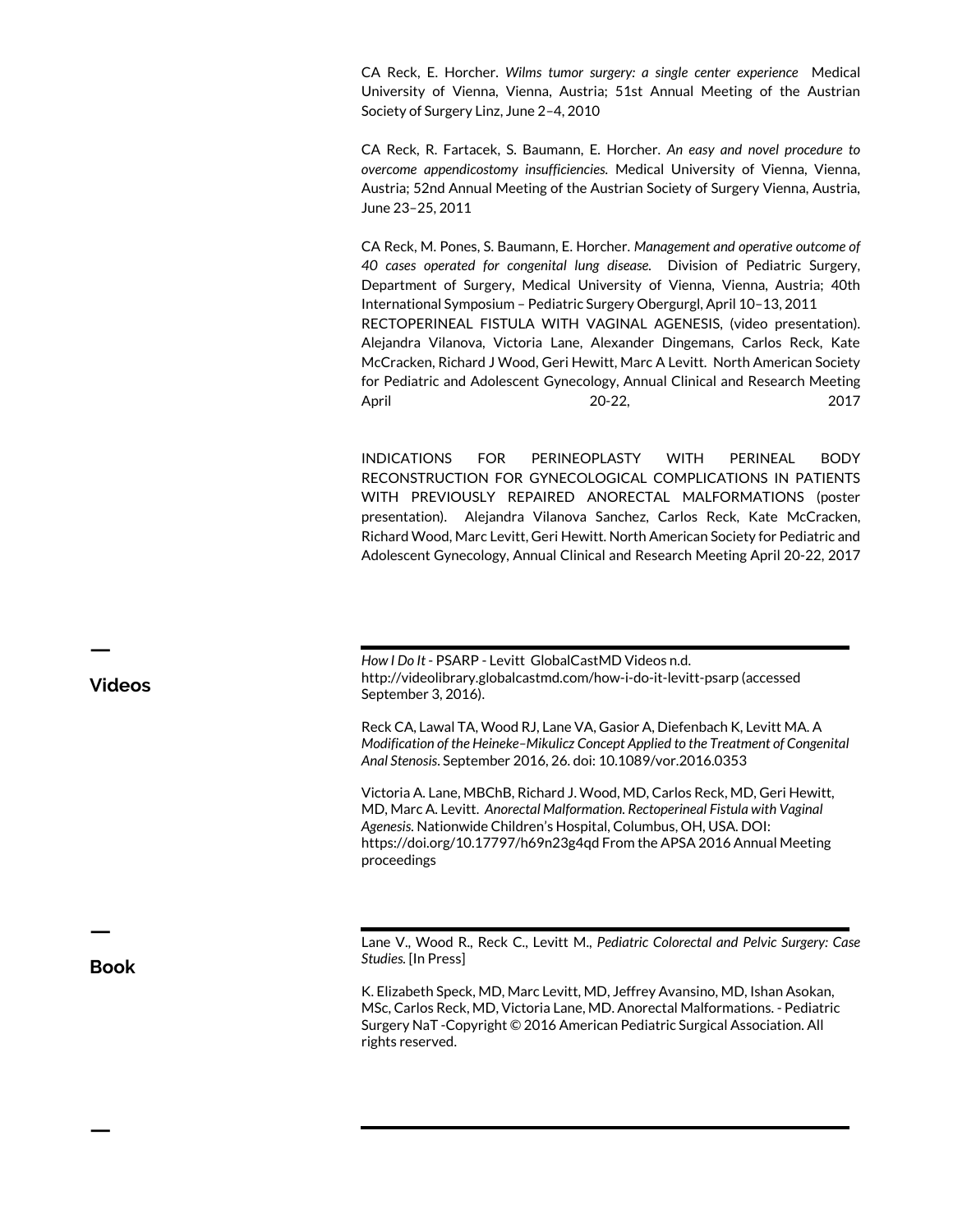CA Reck, E. Horcher. *Wilms tumor surgery: a single center experience* Medical University of Vienna, Vienna, Austria; 51st Annual Meeting of the Austrian Society of Surgery Linz, June 2–4, 2010

CA Reck, R. Fartacek, S. Baumann, E. Horcher. *An easy and novel procedure to overcome appendicostomy insufficiencies.* Medical University of Vienna, Vienna, Austria; 52nd Annual Meeting of the Austrian Society of Surgery Vienna, Austria, June 23–25, 2011

CA Reck, M. Pones, S. Baumann, E. Horcher. *Management and operative outcome of 40 cases operated for congenital lung disease.* Division of Pediatric Surgery, Department of Surgery, Medical University of Vienna, Vienna, Austria; 40th International Symposium – Pediatric Surgery Obergurgl, April 10–13, 2011

RECTOPERINEAL FISTULA WITH VAGINAL AGENESIS, (video presentation). Alejandra Vilanova, Victoria Lane, Alexander Dingemans, Carlos Reck, Kate McCracken, Richard J Wood, Geri Hewitt, Marc A Levitt. North American Society for Pediatric and Adolescent Gynecology, Annual Clinical and Research Meeting April 20-22, 2017

INDICATIONS FOR PERINEOPLASTY WITH PERINEAL BODY RECONSTRUCTION FOR GYNECOLOGICAL COMPLICATIONS IN PATIENTS WITH PREVIOUSLY REPAIRED ANORECTAL MALFORMATIONS (poster presentation). Alejandra Vilanova Sanchez, Carlos Reck, Kate McCracken, Richard Wood, Marc Levitt, Geri Hewitt. North American Society for Pediatric and Adolescent Gynecology, Annual Clinical and Research Meeting April 20-22, 2017

## Videos

*How I Do It* - PSARP - Levitt GlobalCastMD Videos n.d. http://videolibrary.globalcastmd.com/how-i-do-it-levitt-psarp (accessed September 3, 2016).

Reck CA, Lawal TA, Wood RJ, Lane VA, Gasior A, Diefenbach K, Levitt MA. A *Modification of the Heineke–Mikulicz Concept Applied to the Treatment of Congenital Anal Stenosis*. September 2016, 26. doi: 10.1089/vor.2016.0353

Victoria A. Lane, MBChB, Richard J. Wood, MD, Carlos Reck, MD, Geri Hewitt, MD, Marc A. Levitt. *Anorectal Malformation. Rectoperineal Fistula with Vaginal Agenesis.* Nationwide Children's Hospital, Columbus, OH, USA. DOI: https://doi.org/10.17797/h69n23g4qd From the APSA 2016 Annual Meeting proceedings

## Book

Lane V., Wood R., Reck C., Levitt M., *Pediatric Colorectal and Pelvic Surgery: Case Studies.* [In Press]

K. Elizabeth Speck, MD, Marc Levitt, MD, Jeffrey Avansino, MD, Ishan Asokan, MSc, Carlos Reck, MD, Victoria Lane, MD. Anorectal Malformations. - Pediatric Surgery NaT -Copyright © 2016 American Pediatric Surgical Association. All rights reserved.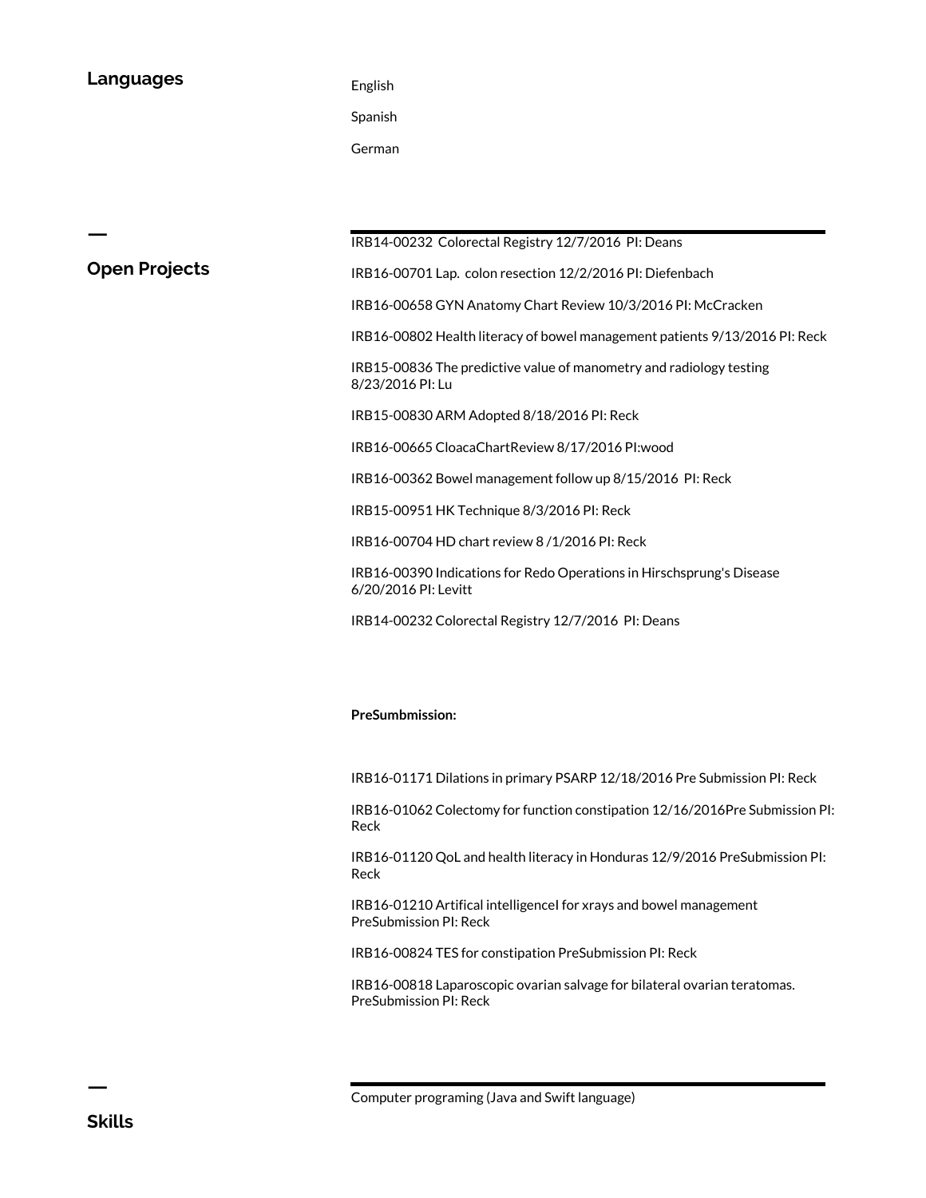## Languages

English

Spanish

German

---

## Open Projects

IRB14-00232 Colorectal Registry 12/7/2016 PI: Deans

IRB16-00701 Lap. colon resection 12/2/2016 PI: Diefenbach

IRB16-00658 GYN Anatomy Chart Review 10/3/2016 PI: McCracken

IRB16-00802 Health literacy of bowel management patients 9/13/2016 PI: Reck

IRB15-00836 The predictive value of manometry and radiology testing 8/23/2016 PI: Lu

IRB15-00830 ARM Adopted 8/18/2016 PI: Reck

IRB16-00665 CloacaChartReview 8/17/2016 PI:wood

IRB16-00362 Bowel management follow up 8/15/2016 PI: Reck

IRB15-00951 HK Technique 8/3/2016 PI: Reck

IRB16-00704 HD chart review 8 /1/2016 PI: Reck

IRB16-00390 Indications for Redo Operations in Hirschsprung's Disease 6/20/2016 PI: Levitt

IRB14-00232 Colorectal Registry 12/7/2016 PI: Deans

**PreSumbmission:**

IRB16-01171 Dilations in primary PSARP 12/18/2016 Pre Submission PI: Reck

IRB16-01062 Colectomy for function constipation 12/16/2016Pre Submission PI: Reck

IRB16-01120 QoL and health literacy in Honduras 12/9/2016 PreSubmission PI: Reck

IRB16-01210 Artifical intelligenceI for xrays and bowel management PreSubmission PI: Reck

IRB16-00824 TES for constipation PreSubmission PI: Reck

IRB16-00818 Laparoscopic ovarian salvage for bilateral ovarian teratomas. PreSubmission PI: Reck

---

## Skills

Computer programing (Java and Swift language)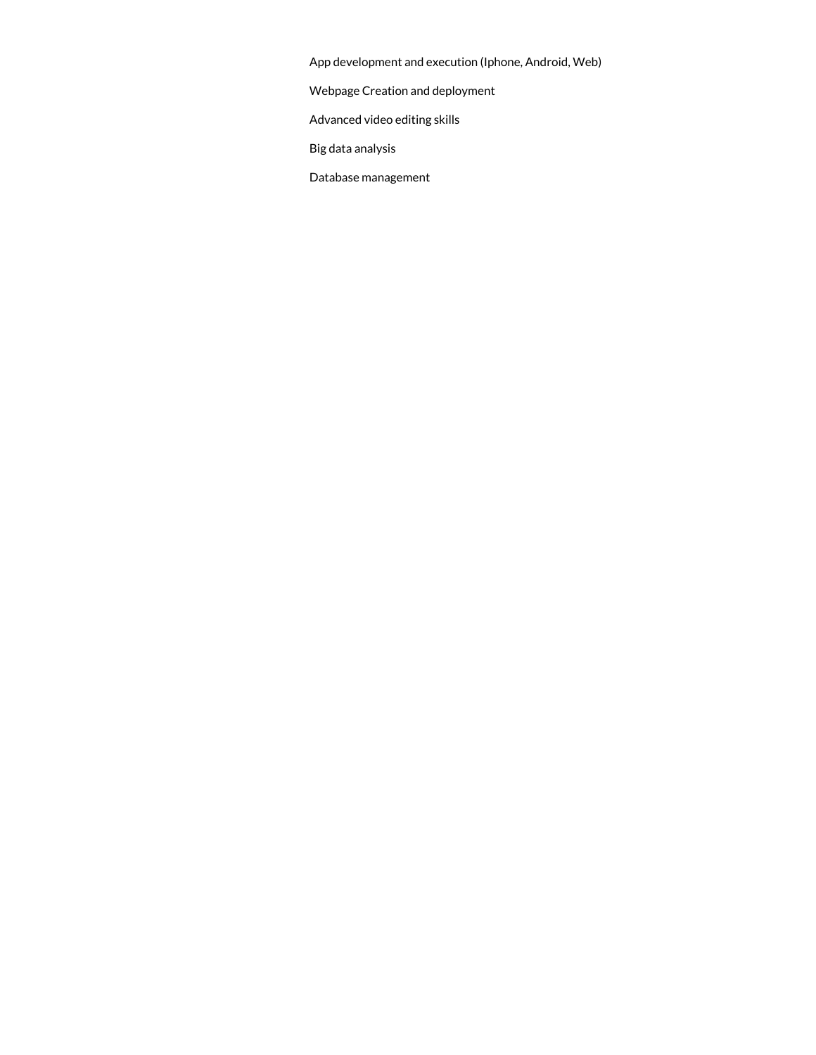App development and execution (Iphone, Android, Web)

Webpage Creation and deployment

Advanced video editing skills

Big data analysis

Database management